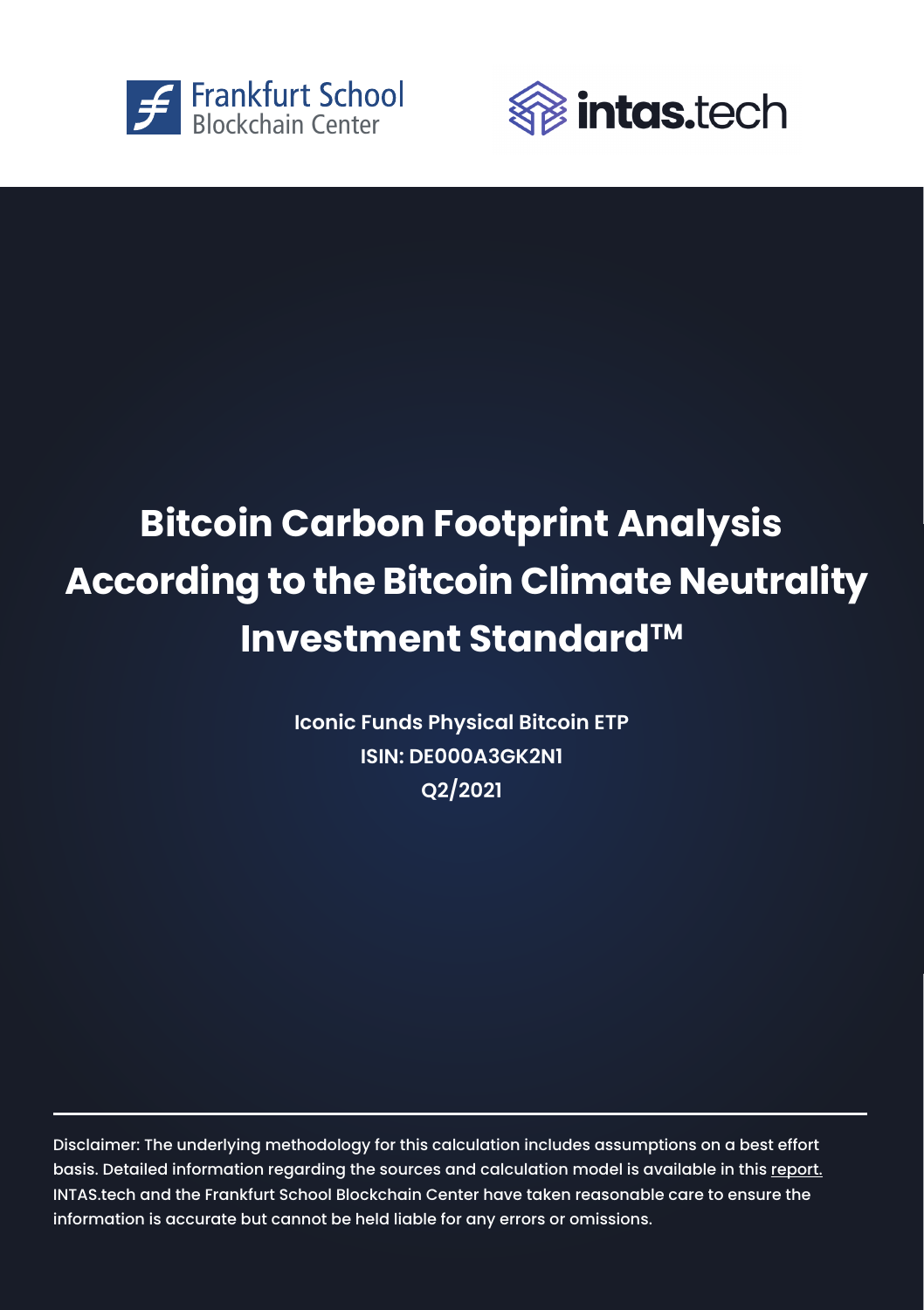Frankfurt School Blockchain Center

intas.tech

# Bitcoin Carbon Footprint Analysis According to the Bitcoin Climate Neutrality Investment Standard™

**Iconic Funds Physical Bitcoin ETP**

**ISIN: DE000A3GK2N1**

**Q2/2021**

---

Disclaimer: The underlying methodology for this calculation includes assumptions on a best effort basis. Detailed information regarding the sources and calculation model is available in this report. INTAS.tech and the Frankfurt School Blockchain Center have taken reasonable care to ensure the information is accurate but cannot be held liable for any errors or omissions.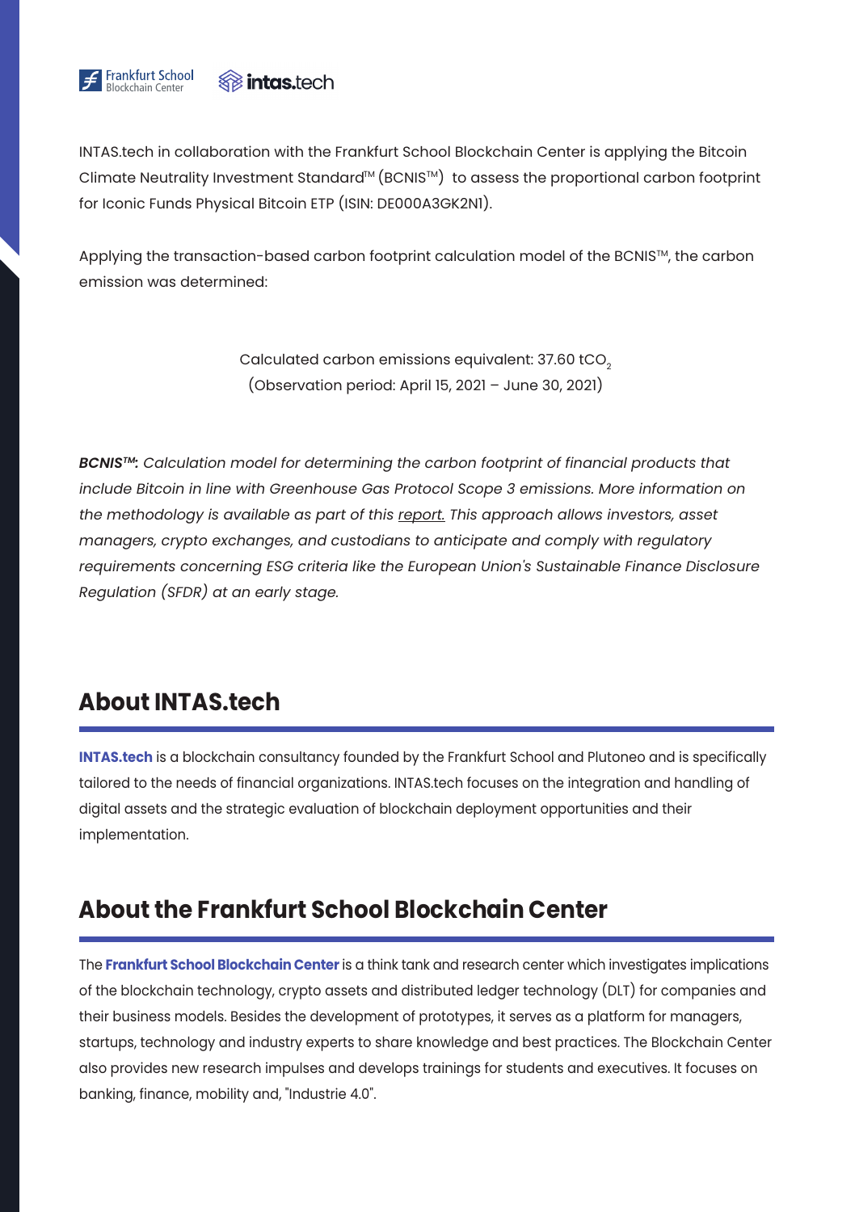INTAS.tech in collaboration with the Frankfurt School Blockchain Center is applying the Bitcoin Climate Neutrality Investment Standard™ (BCNIS™) to assess the proportional carbon footprint for Iconic Funds Physical Bitcoin ETP (ISIN: DE000A3GK2N1).

Applying the transaction-based carbon footprint calculation model of the BCNIS™, the carbon emission was determined:

Calculated carbon emissions equivalent: 37.60 $tCO_2$
(Observation period: April 15, 2021 – June 30, 2021)

***BCNIS™:*** *Calculation model for determining the carbon footprint of financial products that include Bitcoin in line with Greenhouse Gas Protocol Scope 3 emissions. More information on the methodology is available as part of this report. This approach allows investors, asset managers, crypto exchanges, and custodians to anticipate and comply with regulatory requirements concerning ESG criteria like the European Union's Sustainable Finance Disclosure Regulation (SFDR) at an early stage.*

## About INTAS.tech

**INTAS.tech** is a blockchain consultancy founded by the Frankfurt School and Plutoneo and is specifically tailored to the needs of financial organizations. INTAS.tech focuses on the integration and handling of digital assets and the strategic evaluation of blockchain deployment opportunities and their implementation.

## About the Frankfurt School Blockchain Center

The **Frankfurt School Blockchain Center** is a think tank and research center which investigates implications of the blockchain technology, crypto assets and distributed ledger technology (DLT) for companies and their business models. Besides the development of prototypes, it serves as a platform for managers, startups, technology and industry experts to share knowledge and best practices. The Blockchain Center also provides new research impulses and develops trainings for students and executives. It focuses on banking, finance, mobility and, "Industrie 4.0".